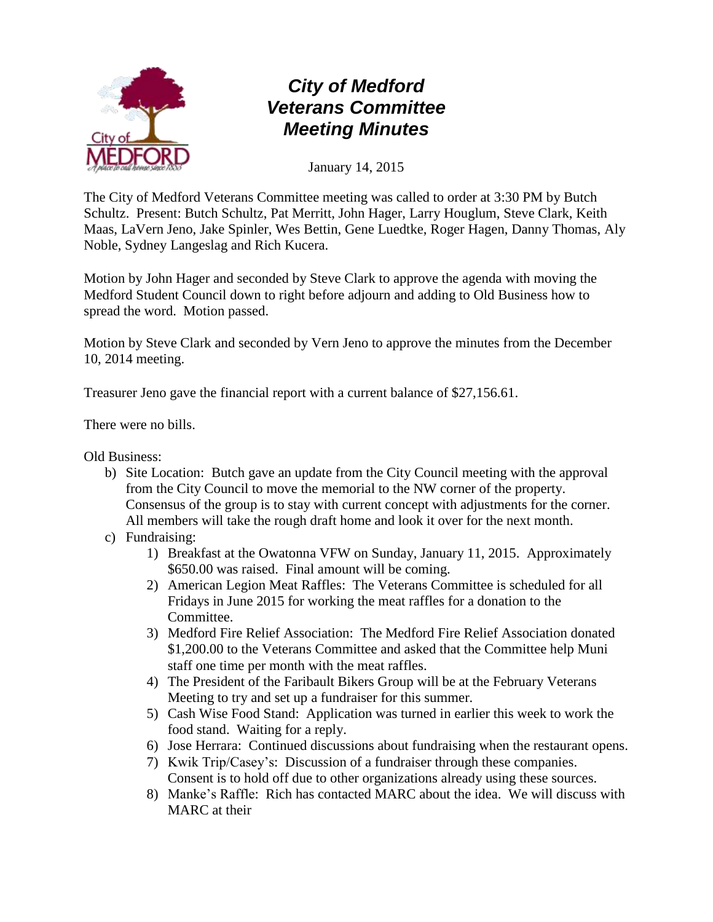# City of Medford Veterans Committee Meeting Minutes

January 14, 2015

The City of Medford Veterans Committee meeting was called to order at 3:30 PM by Butch Schultz. Present: Butch Schultz, Pat Merritt, John Hager, Larry Houglum, Steve Clark, Keith Maas, LaVern Jeno, Jake Spinler, Wes Bettin, Gene Luedtke, Roger Hagen, Danny Thomas, Aly Noble, Sydney Langeslag and Rich Kucera.

Motion by John Hager and seconded by Steve Clark to approve the agenda with moving the Medford Student Council down to right before adjourn and adding to Old Business how to spread the word. Motion passed.

Motion by Steve Clark and seconded by Vern Jeno to approve the minutes from the December 10, 2014 meeting.

Treasurer Jeno gave the financial report with a current balance of $27,156.61.

There were no bills.

Old Business:

b) Site Location: Butch gave an update from the City Council meeting with the approval from the City Council to move the memorial to the NW corner of the property. Consensus of the group is to stay with current concept with adjustments for the corner. All members will take the rough draft home and look it over for the next month.

c) Fundraising:
   1) Breakfast at the Owatonna VFW on Sunday, January 11, 2015. Approximately $650.00 was raised. Final amount will be coming.
   2) American Legion Meat Raffles: The Veterans Committee is scheduled for all Fridays in June 2015 for working the meat raffles for a donation to the Committee.
   3) Medford Fire Relief Association: The Medford Fire Relief Association donated $1,200.00 to the Veterans Committee and asked that the Committee help Muni staff one time per month with the meat raffles.
   4) The President of the Faribault Bikers Group will be at the February Veterans Meeting to try and set up a fundraiser for this summer.
   5) Cash Wise Food Stand: Application was turned in earlier this week to work the food stand. Waiting for a reply.
   6) Jose Herrara: Continued discussions about fundraising when the restaurant opens.
   7) Kwik Trip/Casey's: Discussion of a fundraiser through these companies. Consent is to hold off due to other organizations already using these sources.
   8) Manke's Raffle: Rich has contacted MARC about the idea. We will discuss with MARC at their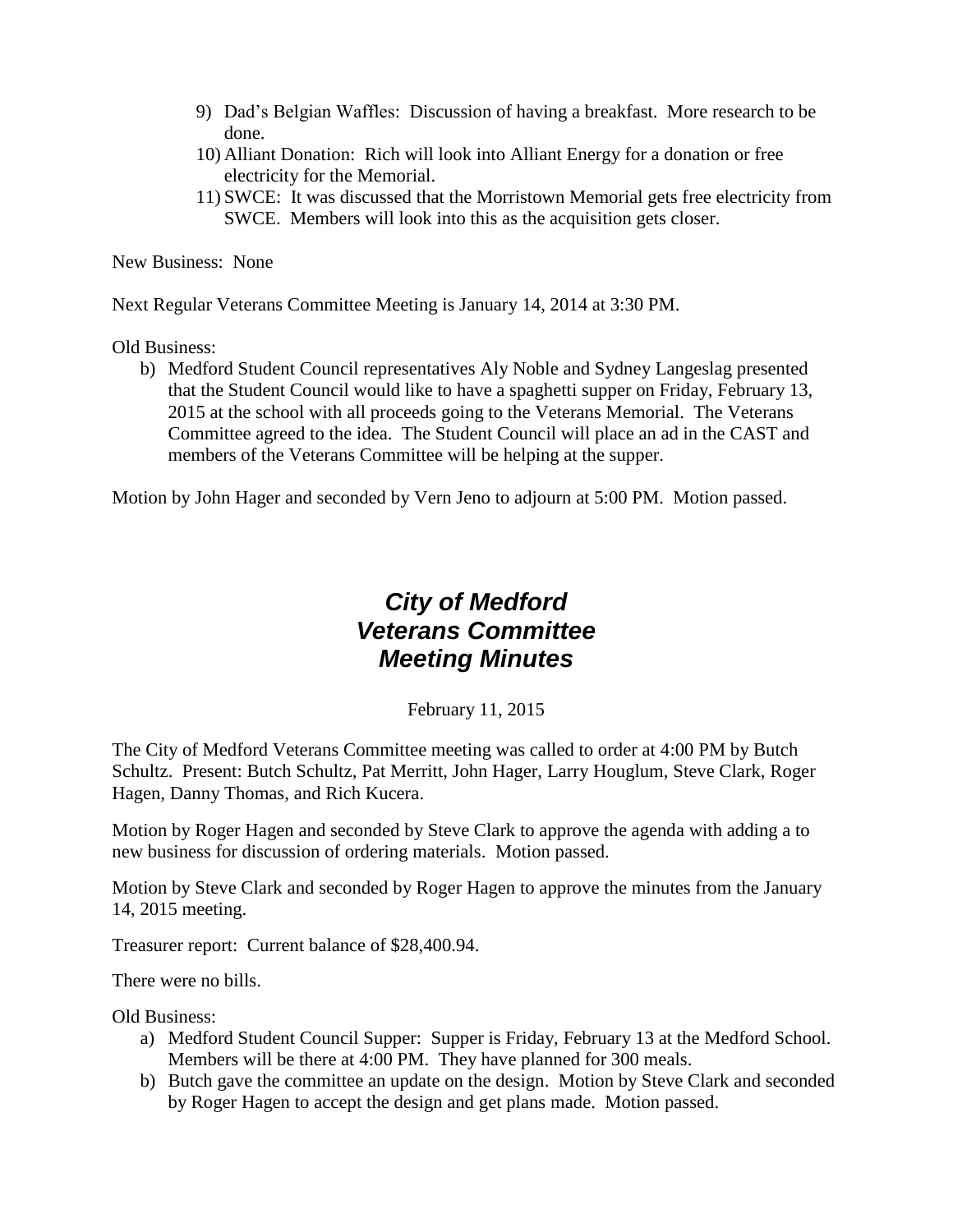9) Dad's Belgian Waffles: Discussion of having a breakfast. More research to be done.
10) Alliant Donation: Rich will look into Alliant Energy for a donation or free electricity for the Memorial.
11) SWCE: It was discussed that the Morristown Memorial gets free electricity from SWCE. Members will look into this as the acquisition gets closer.

New Business: None

Next Regular Veterans Committee Meeting is January 14, 2014 at 3:30 PM.

Old Business:

b) Medford Student Council representatives Aly Noble and Sydney Langeslag presented that the Student Council would like to have a spaghetti supper on Friday, February 13, 2015 at the school with all proceeds going to the Veterans Memorial. The Veterans Committee agreed to the idea. The Student Council will place an ad in the CAST and members of the Veterans Committee will be helping at the supper.

Motion by John Hager and seconded by Vern Jeno to adjourn at 5:00 PM. Motion passed.

# *City of Medford*
# *Veterans Committee*
# *Meeting Minutes*

February 11, 2015

The City of Medford Veterans Committee meeting was called to order at 4:00 PM by Butch Schultz. Present: Butch Schultz, Pat Merritt, John Hager, Larry Houglum, Steve Clark, Roger Hagen, Danny Thomas, and Rich Kucera.

Motion by Roger Hagen and seconded by Steve Clark to approve the agenda with adding a to new business for discussion of ordering materials. Motion passed.

Motion by Steve Clark and seconded by Roger Hagen to approve the minutes from the January 14, 2015 meeting.

Treasurer report: Current balance of $28,400.94.

There were no bills.

Old Business:

a) Medford Student Council Supper: Supper is Friday, February 13 at the Medford School. Members will be there at 4:00 PM. They have planned for 300 meals.
b) Butch gave the committee an update on the design. Motion by Steve Clark and seconded by Roger Hagen to accept the design and get plans made. Motion passed.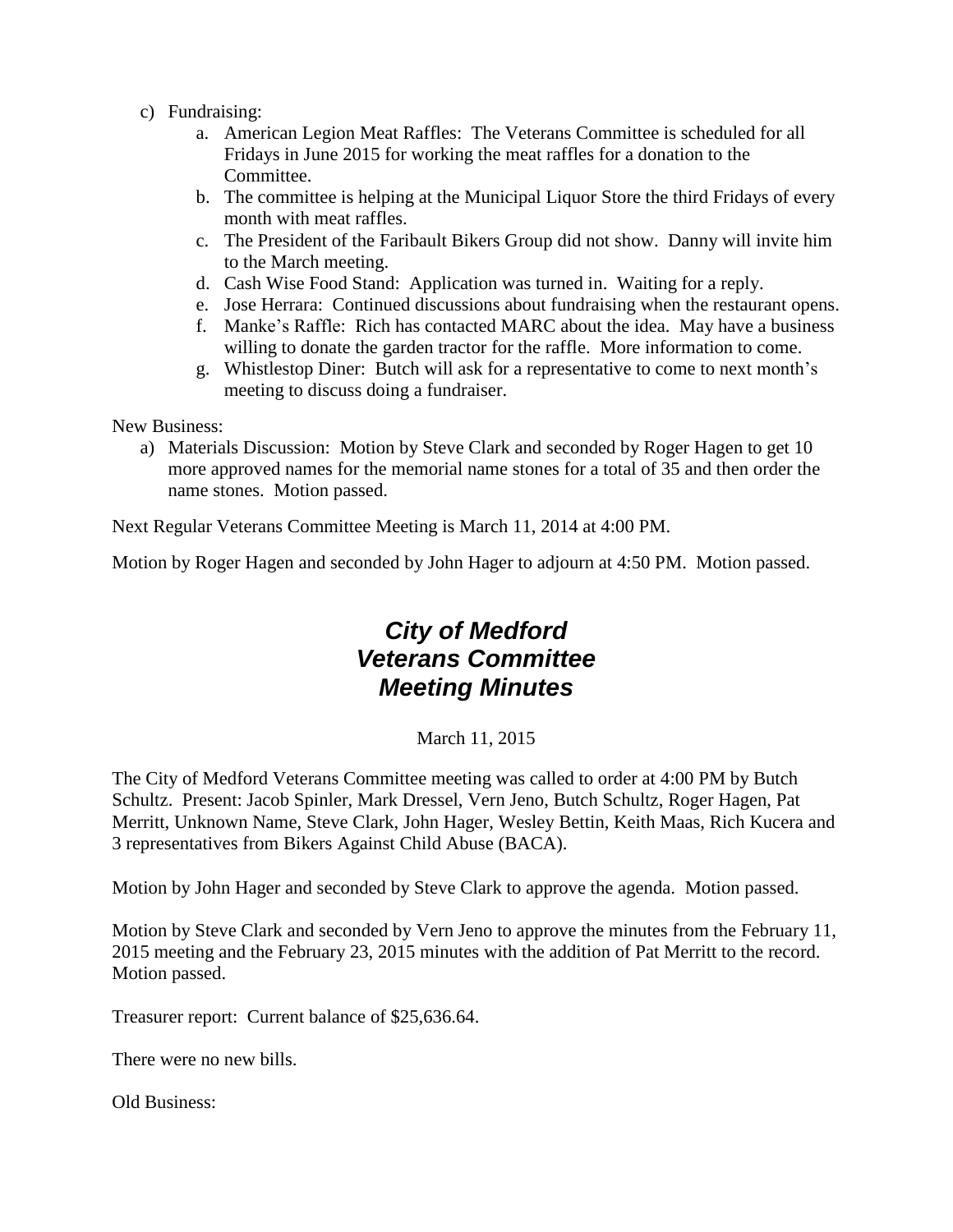c) Fundraising:
    a. American Legion Meat Raffles: The Veterans Committee is scheduled for all Fridays in June 2015 for working the meat raffles for a donation to the Committee.
    b. The committee is helping at the Municipal Liquor Store the third Fridays of every month with meat raffles.
    c. The President of the Faribault Bikers Group did not show. Danny will invite him to the March meeting.
    d. Cash Wise Food Stand: Application was turned in. Waiting for a reply.
    e. Jose Herrara: Continued discussions about fundraising when the restaurant opens.
    f. Manke's Raffle: Rich has contacted MARC about the idea. May have a business willing to donate the garden tractor for the raffle. More information to come.
    g. Whistlestop Diner: Butch will ask for a representative to come to next month's meeting to discuss doing a fundraiser.

New Business:

a) Materials Discussion: Motion by Steve Clark and seconded by Roger Hagen to get 10 more approved names for the memorial name stones for a total of 35 and then order the name stones. Motion passed.

Next Regular Veterans Committee Meeting is March 11, 2014 at 4:00 PM.

Motion by Roger Hagen and seconded by John Hager to adjourn at 4:50 PM. Motion passed.

# *City of Medford*
# *Veterans Committee*
# *Meeting Minutes*

March 11, 2015

The City of Medford Veterans Committee meeting was called to order at 4:00 PM by Butch Schultz. Present: Jacob Spinler, Mark Dressel, Vern Jeno, Butch Schultz, Roger Hagen, Pat Merritt, Unknown Name, Steve Clark, John Hager, Wesley Bettin, Keith Maas, Rich Kucera and 3 representatives from Bikers Against Child Abuse (BACA).

Motion by John Hager and seconded by Steve Clark to approve the agenda. Motion passed.

Motion by Steve Clark and seconded by Vern Jeno to approve the minutes from the February 11, 2015 meeting and the February 23, 2015 minutes with the addition of Pat Merritt to the record. Motion passed.

Treasurer report: Current balance of $25,636.64.

There were no new bills.

Old Business: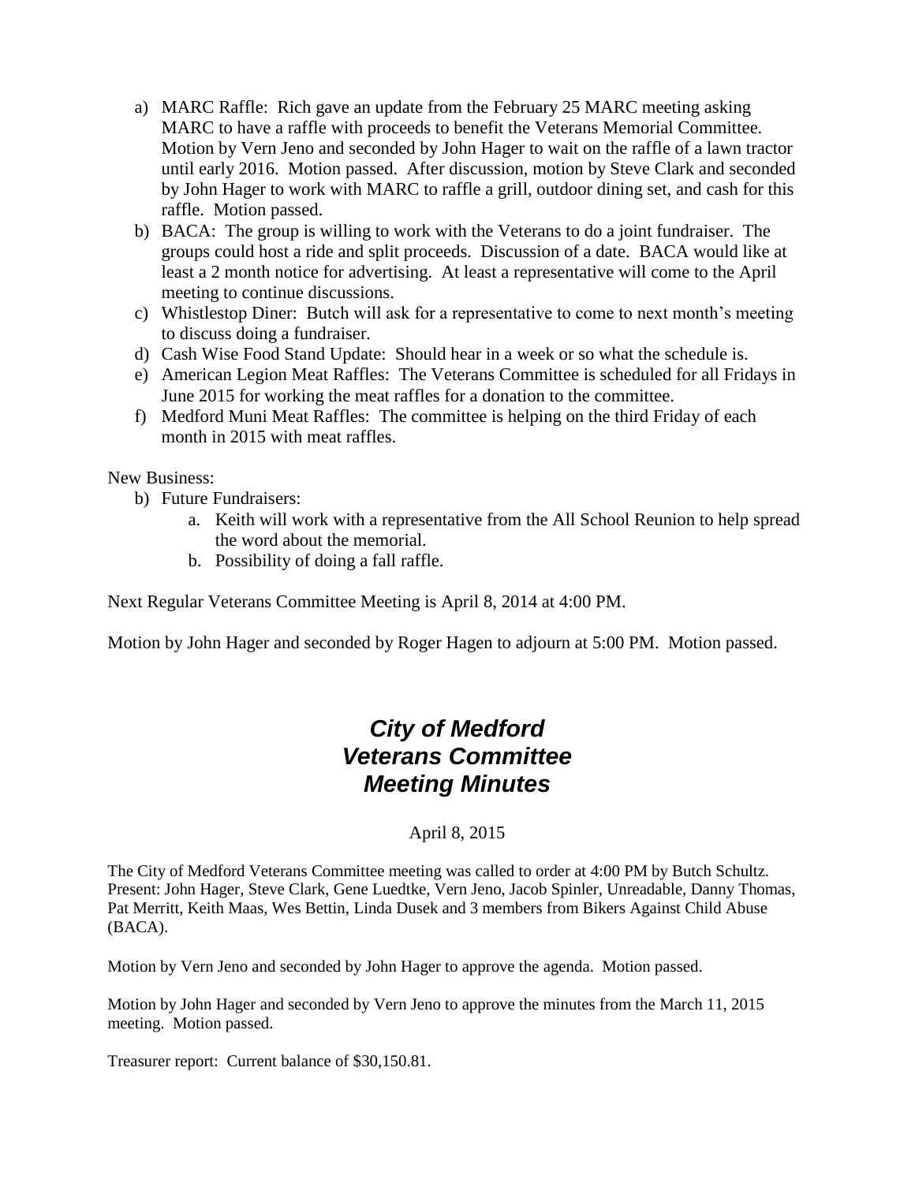a) MARC Raffle: Rich gave an update from the February 25 MARC meeting asking MARC to have a raffle with proceeds to benefit the Veterans Memorial Committee. Motion by Vern Jeno and seconded by John Hager to wait on the raffle of a lawn tractor until early 2016. Motion passed. After discussion, motion by Steve Clark and seconded by John Hager to work with MARC to raffle a grill, outdoor dining set, and cash for this raffle. Motion passed.
b) BACA: The group is willing to work with the Veterans to do a joint fundraiser. The groups could host a ride and split proceeds. Discussion of a date. BACA would like at least a 2 month notice for advertising. At least a representative will come to the April meeting to continue discussions.
c) Whistlestop Diner: Butch will ask for a representative to come to next month's meeting to discuss doing a fundraiser.
d) Cash Wise Food Stand Update: Should hear in a week or so what the schedule is.
e) American Legion Meat Raffles: The Veterans Committee is scheduled for all Fridays in June 2015 for working the meat raffles for a donation to the committee.
f) Medford Muni Meat Raffles: The committee is helping on the third Friday of each month in 2015 with meat raffles.

New Business:

b) Future Fundraisers:
   a. Keith will work with a representative from the All School Reunion to help spread the word about the memorial.
   b. Possibility of doing a fall raffle.

Next Regular Veterans Committee Meeting is April 8, 2014 at 4:00 PM.

Motion by John Hager and seconded by Roger Hagen to adjourn at 5:00 PM. Motion passed.

# *City of Medford Veterans Committee Meeting Minutes*

April 8, 2015

The City of Medford Veterans Committee meeting was called to order at 4:00 PM by Butch Schultz. Present: John Hager, Steve Clark, Gene Luedtke, Vern Jeno, Jacob Spinler, Unreadable, Danny Thomas, Pat Merritt, Keith Maas, Wes Bettin, Linda Dusek and 3 members from Bikers Against Child Abuse (BACA).

Motion by Vern Jeno and seconded by John Hager to approve the agenda. Motion passed.

Motion by John Hager and seconded by Vern Jeno to approve the minutes from the March 11, 2015 meeting. Motion passed.

Treasurer report: Current balance of $30,150.81.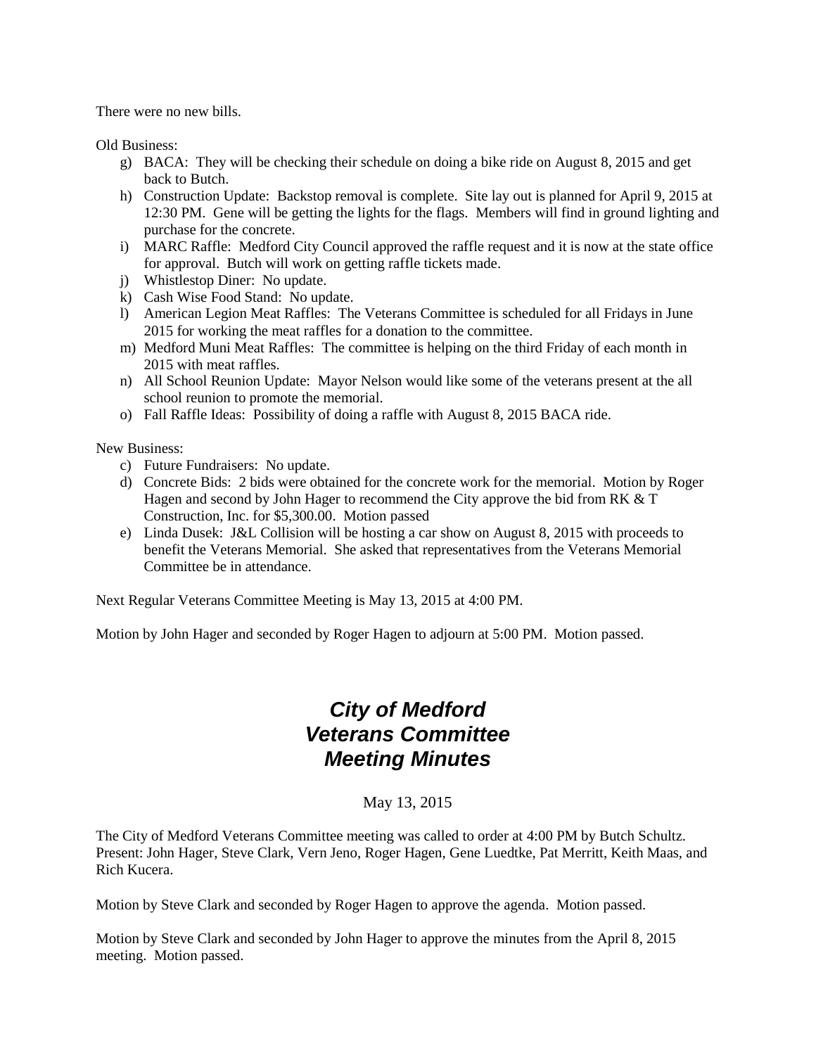There were no new bills.

Old Business:

g) BACA: They will be checking their schedule on doing a bike ride on August 8, 2015 and get back to Butch.
h) Construction Update: Backstop removal is complete. Site lay out is planned for April 9, 2015 at 12:30 PM. Gene will be getting the lights for the flags. Members will find in ground lighting and purchase for the concrete.
i) MARC Raffle: Medford City Council approved the raffle request and it is now at the state office for approval. Butch will work on getting raffle tickets made.
j) Whistlestop Diner: No update.
k) Cash Wise Food Stand: No update.
l) American Legion Meat Raffles: The Veterans Committee is scheduled for all Fridays in June 2015 for working the meat raffles for a donation to the committee.
m) Medford Muni Meat Raffles: The committee is helping on the third Friday of each month in 2015 with meat raffles.
n) All School Reunion Update: Mayor Nelson would like some of the veterans present at the all school reunion to promote the memorial.
o) Fall Raffle Ideas: Possibility of doing a raffle with August 8, 2015 BACA ride.

New Business:

c) Future Fundraisers: No update.
d) Concrete Bids: 2 bids were obtained for the concrete work for the memorial. Motion by Roger Hagen and second by John Hager to recommend the City approve the bid from RK & T Construction, Inc. for $5,300.00. Motion passed
e) Linda Dusek: J&L Collision will be hosting a car show on August 8, 2015 with proceeds to benefit the Veterans Memorial. She asked that representatives from the Veterans Memorial Committee be in attendance.

Next Regular Veterans Committee Meeting is May 13, 2015 at 4:00 PM.

Motion by John Hager and seconded by Roger Hagen to adjourn at 5:00 PM. Motion passed.

# *City of Medford Veterans Committee Meeting Minutes*

May 13, 2015

The City of Medford Veterans Committee meeting was called to order at 4:00 PM by Butch Schultz. Present: John Hager, Steve Clark, Vern Jeno, Roger Hagen, Gene Luedtke, Pat Merritt, Keith Maas, and Rich Kucera.

Motion by Steve Clark and seconded by Roger Hagen to approve the agenda. Motion passed.

Motion by Steve Clark and seconded by John Hager to approve the minutes from the April 8, 2015 meeting. Motion passed.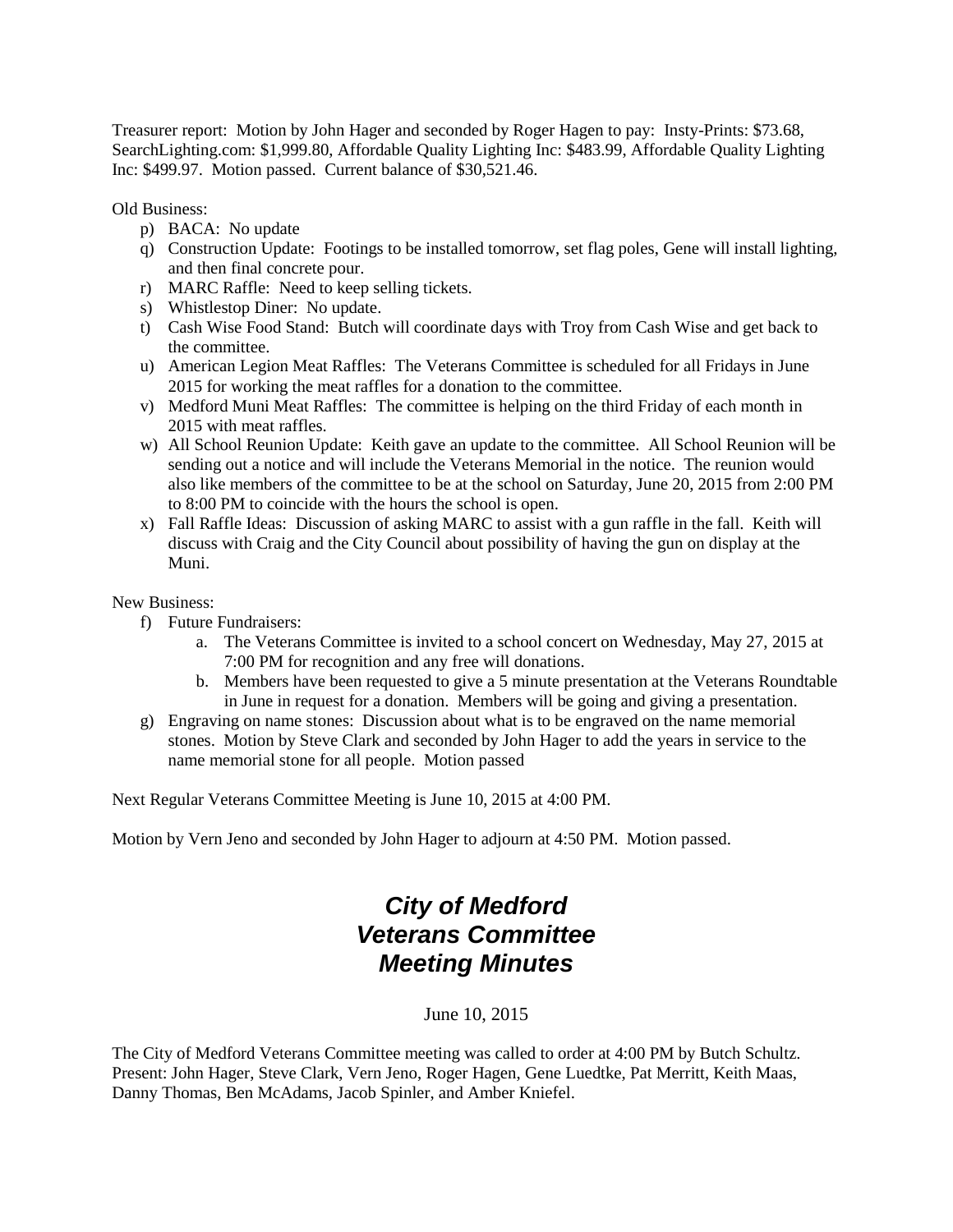Treasurer report: Motion by John Hager and seconded by Roger Hagen to pay: Insty-Prints: $73.68, SearchLighting.com: $1,999.80, Affordable Quality Lighting Inc: $483.99, Affordable Quality Lighting Inc: $499.97. Motion passed. Current balance of $30,521.46.

Old Business:

p) BACA: No update
q) Construction Update: Footings to be installed tomorrow, set flag poles, Gene will install lighting, and then final concrete pour.
r) MARC Raffle: Need to keep selling tickets.
s) Whistlestop Diner: No update.
t) Cash Wise Food Stand: Butch will coordinate days with Troy from Cash Wise and get back to the committee.
u) American Legion Meat Raffles: The Veterans Committee is scheduled for all Fridays in June 2015 for working the meat raffles for a donation to the committee.
v) Medford Muni Meat Raffles: The committee is helping on the third Friday of each month in 2015 with meat raffles.
w) All School Reunion Update: Keith gave an update to the committee. All School Reunion will be sending out a notice and will include the Veterans Memorial in the notice. The reunion would also like members of the committee to be at the school on Saturday, June 20, 2015 from 2:00 PM to 8:00 PM to coincide with the hours the school is open.
x) Fall Raffle Ideas: Discussion of asking MARC to assist with a gun raffle in the fall. Keith will discuss with Craig and the City Council about possibility of having the gun on display at the Muni.

New Business:

f) Future Fundraisers:
   a. The Veterans Committee is invited to a school concert on Wednesday, May 27, 2015 at 7:00 PM for recognition and any free will donations.
   b. Members have been requested to give a 5 minute presentation at the Veterans Roundtable in June in request for a donation. Members will be going and giving a presentation.
g) Engraving on name stones: Discussion about what is to be engraved on the name memorial stones. Motion by Steve Clark and seconded by John Hager to add the years in service to the name memorial stone for all people. Motion passed

Next Regular Veterans Committee Meeting is June 10, 2015 at 4:00 PM.

Motion by Vern Jeno and seconded by John Hager to adjourn at 4:50 PM. Motion passed.

# *City of Medford Veterans Committee Meeting Minutes*

June 10, 2015

The City of Medford Veterans Committee meeting was called to order at 4:00 PM by Butch Schultz. Present: John Hager, Steve Clark, Vern Jeno, Roger Hagen, Gene Luedtke, Pat Merritt, Keith Maas, Danny Thomas, Ben McAdams, Jacob Spinler, and Amber Kniefel.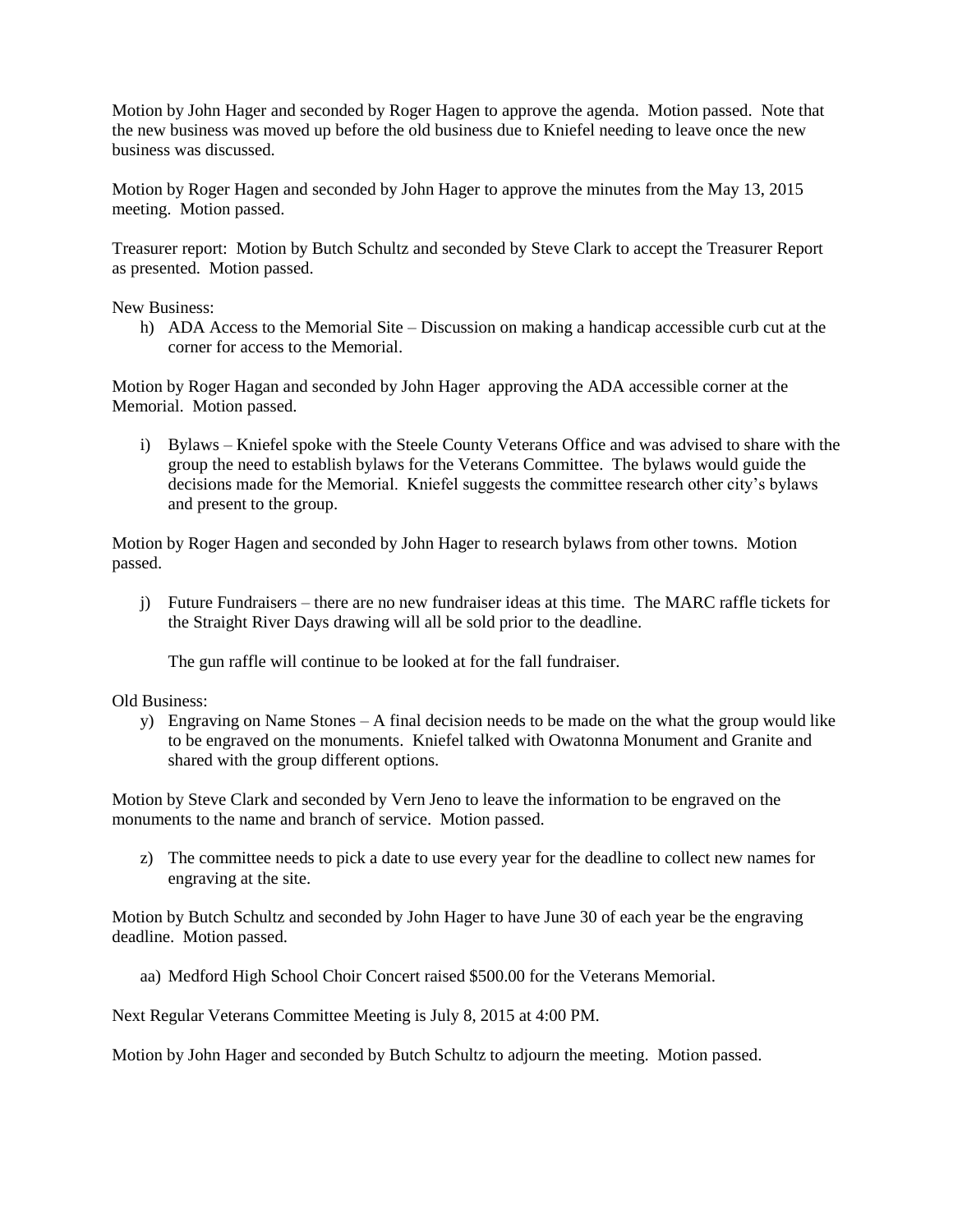Motion by John Hager and seconded by Roger Hagen to approve the agenda. Motion passed. Note that the new business was moved up before the old business due to Kniefel needing to leave once the new business was discussed.

Motion by Roger Hagen and seconded by John Hager to approve the minutes from the May 13, 2015 meeting. Motion passed.

Treasurer report: Motion by Butch Schultz and seconded by Steve Clark to accept the Treasurer Report as presented. Motion passed.

New Business:

h) ADA Access to the Memorial Site – Discussion on making a handicap accessible curb cut at the corner for access to the Memorial.

Motion by Roger Hagan and seconded by John Hager approving the ADA accessible corner at the Memorial. Motion passed.

i) Bylaws – Kniefel spoke with the Steele County Veterans Office and was advised to share with the group the need to establish bylaws for the Veterans Committee. The bylaws would guide the decisions made for the Memorial. Kniefel suggests the committee research other city's bylaws and present to the group.

Motion by Roger Hagen and seconded by John Hager to research bylaws from other towns. Motion passed.

j) Future Fundraisers – there are no new fundraiser ideas at this time. The MARC raffle tickets for the Straight River Days drawing will all be sold prior to the deadline.

   The gun raffle will continue to be looked at for the fall fundraiser.

Old Business:

y) Engraving on Name Stones – A final decision needs to be made on the what the group would like to be engraved on the monuments. Kniefel talked with Owatonna Monument and Granite and shared with the group different options.

Motion by Steve Clark and seconded by Vern Jeno to leave the information to be engraved on the monuments to the name and branch of service. Motion passed.

z) The committee needs to pick a date to use every year for the deadline to collect new names for engraving at the site.

Motion by Butch Schultz and seconded by John Hager to have June 30 of each year be the engraving deadline. Motion passed.

aa) Medford High School Choir Concert raised $500.00 for the Veterans Memorial.

Next Regular Veterans Committee Meeting is July 8, 2015 at 4:00 PM.

Motion by John Hager and seconded by Butch Schultz to adjourn the meeting. Motion passed.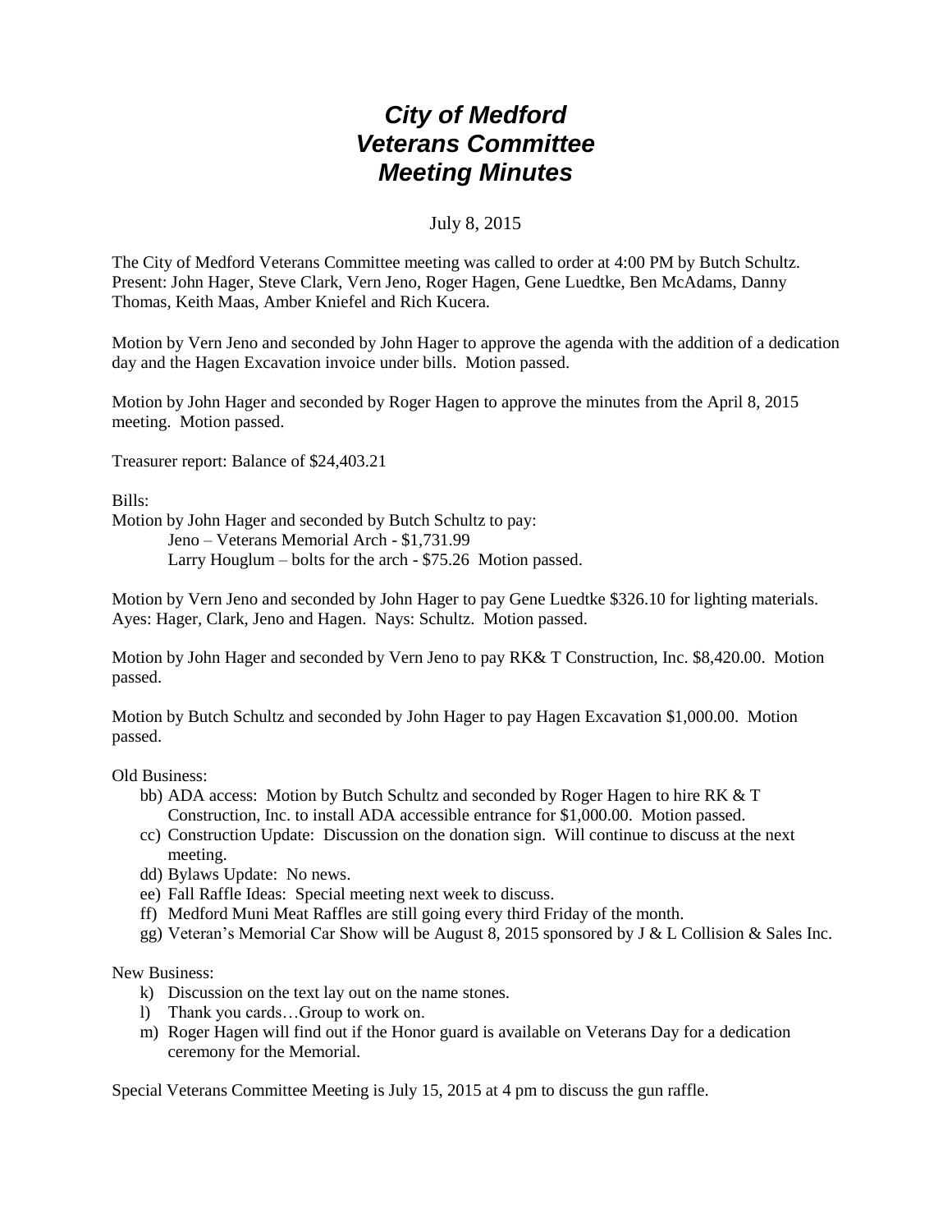# *City of Medford*
# *Veterans Committee*
# *Meeting Minutes*

July 8, 2015

The City of Medford Veterans Committee meeting was called to order at 4:00 PM by Butch Schultz. Present: John Hager, Steve Clark, Vern Jeno, Roger Hagen, Gene Luedtke, Ben McAdams, Danny Thomas, Keith Maas, Amber Kniefel and Rich Kucera.

Motion by Vern Jeno and seconded by John Hager to approve the agenda with the addition of a dedication day and the Hagen Excavation invoice under bills. Motion passed.

Motion by John Hager and seconded by Roger Hagen to approve the minutes from the April 8, 2015 meeting. Motion passed.

Treasurer report: Balance of $24,403.21

Bills:
Motion by John Hager and seconded by Butch Schultz to pay:
  Jeno – Veterans Memorial Arch - $1,731.99
  Larry Houglum – bolts for the arch - $75.26 Motion passed.

Motion by Vern Jeno and seconded by John Hager to pay Gene Luedtke $326.10 for lighting materials. Ayes: Hager, Clark, Jeno and Hagen. Nays: Schultz. Motion passed.

Motion by John Hager and seconded by Vern Jeno to pay RK& T Construction, Inc. $8,420.00. Motion passed.

Motion by Butch Schultz and seconded by John Hager to pay Hagen Excavation $1,000.00. Motion passed.

Old Business:

bb) ADA access: Motion by Butch Schultz and seconded by Roger Hagen to hire RK & T Construction, Inc. to install ADA accessible entrance for $1,000.00. Motion passed.
cc) Construction Update: Discussion on the donation sign. Will continue to discuss at the next meeting.
dd) Bylaws Update: No news.
ee) Fall Raffle Ideas: Special meeting next week to discuss.
ff) Medford Muni Meat Raffles are still going every third Friday of the month.
gg) Veteran's Memorial Car Show will be August 8, 2015 sponsored by J & L Collision & Sales Inc.

New Business:

k) Discussion on the text lay out on the name stones.
l) Thank you cards…Group to work on.
m) Roger Hagen will find out if the Honor guard is available on Veterans Day for a dedication ceremony for the Memorial.

Special Veterans Committee Meeting is July 15, 2015 at 4 pm to discuss the gun raffle.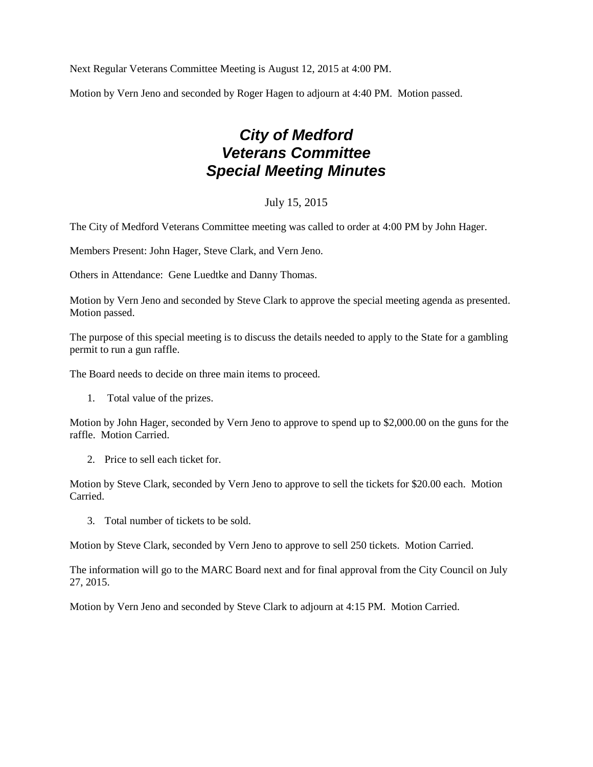Next Regular Veterans Committee Meeting is August 12, 2015 at 4:00 PM.

Motion by Vern Jeno and seconded by Roger Hagen to adjourn at 4:40 PM. Motion passed.

# *City of Medford*
# *Veterans Committee*
# *Special Meeting Minutes*

July 15, 2015

The City of Medford Veterans Committee meeting was called to order at 4:00 PM by John Hager.

Members Present: John Hager, Steve Clark, and Vern Jeno.

Others in Attendance: Gene Luedtke and Danny Thomas.

Motion by Vern Jeno and seconded by Steve Clark to approve the special meeting agenda as presented. Motion passed.

The purpose of this special meeting is to discuss the details needed to apply to the State for a gambling permit to run a gun raffle.

The Board needs to decide on three main items to proceed.

1. Total value of the prizes.

Motion by John Hager, seconded by Vern Jeno to approve to spend up to $2,000.00 on the guns for the raffle. Motion Carried.

2. Price to sell each ticket for.

Motion by Steve Clark, seconded by Vern Jeno to approve to sell the tickets for $20.00 each. Motion Carried.

3. Total number of tickets to be sold.

Motion by Steve Clark, seconded by Vern Jeno to approve to sell 250 tickets. Motion Carried.

The information will go to the MARC Board next and for final approval from the City Council on July 27, 2015.

Motion by Vern Jeno and seconded by Steve Clark to adjourn at 4:15 PM. Motion Carried.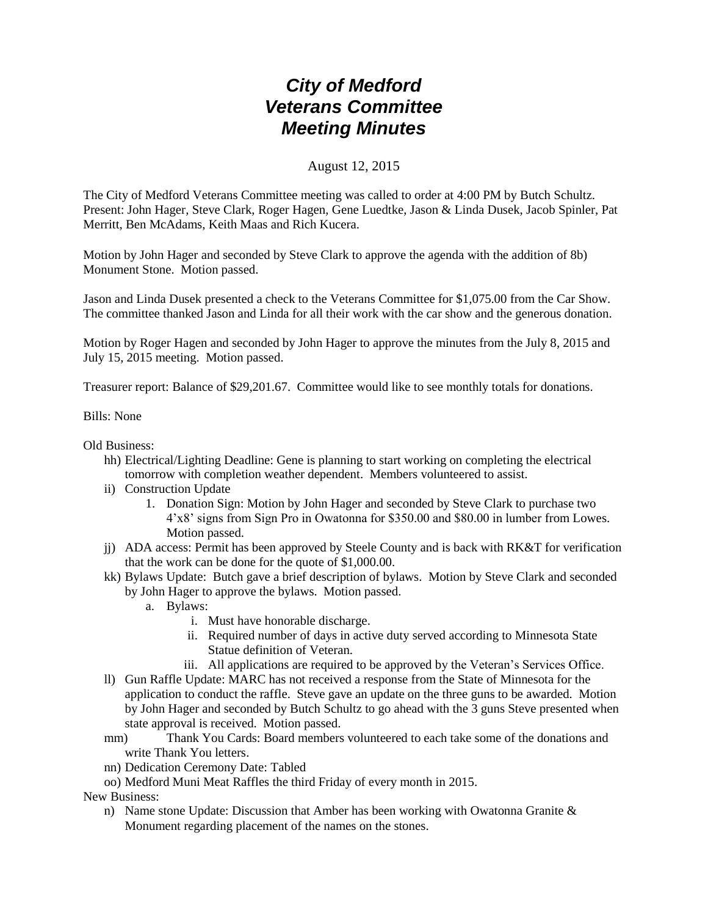# *City of Medford Veterans Committee Meeting Minutes*

August 12, 2015

The City of Medford Veterans Committee meeting was called to order at 4:00 PM by Butch Schultz. Present: John Hager, Steve Clark, Roger Hagen, Gene Luedtke, Jason & Linda Dusek, Jacob Spinler, Pat Merritt, Ben McAdams, Keith Maas and Rich Kucera.

Motion by John Hager and seconded by Steve Clark to approve the agenda with the addition of 8b) Monument Stone. Motion passed.

Jason and Linda Dusek presented a check to the Veterans Committee for $1,075.00 from the Car Show. The committee thanked Jason and Linda for all their work with the car show and the generous donation.

Motion by Roger Hagen and seconded by John Hager to approve the minutes from the July 8, 2015 and July 15, 2015 meeting. Motion passed.

Treasurer report: Balance of $29,201.67. Committee would like to see monthly totals for donations.

Bills: None

Old Business:

- hh) Electrical/Lighting Deadline: Gene is planning to start working on completing the electrical tomorrow with completion weather dependent. Members volunteered to assist.
- ii) Construction Update
    1. Donation Sign: Motion by John Hager and seconded by Steve Clark to purchase two 4'x8' signs from Sign Pro in Owatonna for $350.00 and $80.00 in lumber from Lowes. Motion passed.
- jj) ADA access: Permit has been approved by Steele County and is back with RK&T for verification that the work can be done for the quote of $1,000.00.
- kk) Bylaws Update: Butch gave a brief description of bylaws. Motion by Steve Clark and seconded by John Hager to approve the bylaws. Motion passed.
    - a. Bylaws:
        - i. Must have honorable discharge.
        - ii. Required number of days in active duty served according to Minnesota State Statue definition of Veteran.
        - iii. All applications are required to be approved by the Veteran's Services Office.
- ll) Gun Raffle Update: MARC has not received a response from the State of Minnesota for the application to conduct the raffle. Steve gave an update on the three guns to be awarded. Motion by John Hager and seconded by Butch Schultz to go ahead with the 3 guns Steve presented when state approval is received. Motion passed.
- mm) Thank You Cards: Board members volunteered to each take some of the donations and write Thank You letters.
- nn) Dedication Ceremony Date: Tabled
- oo) Medford Muni Meat Raffles the third Friday of every month in 2015.

New Business:

- n) Name stone Update: Discussion that Amber has been working with Owatonna Granite & Monument regarding placement of the names on the stones.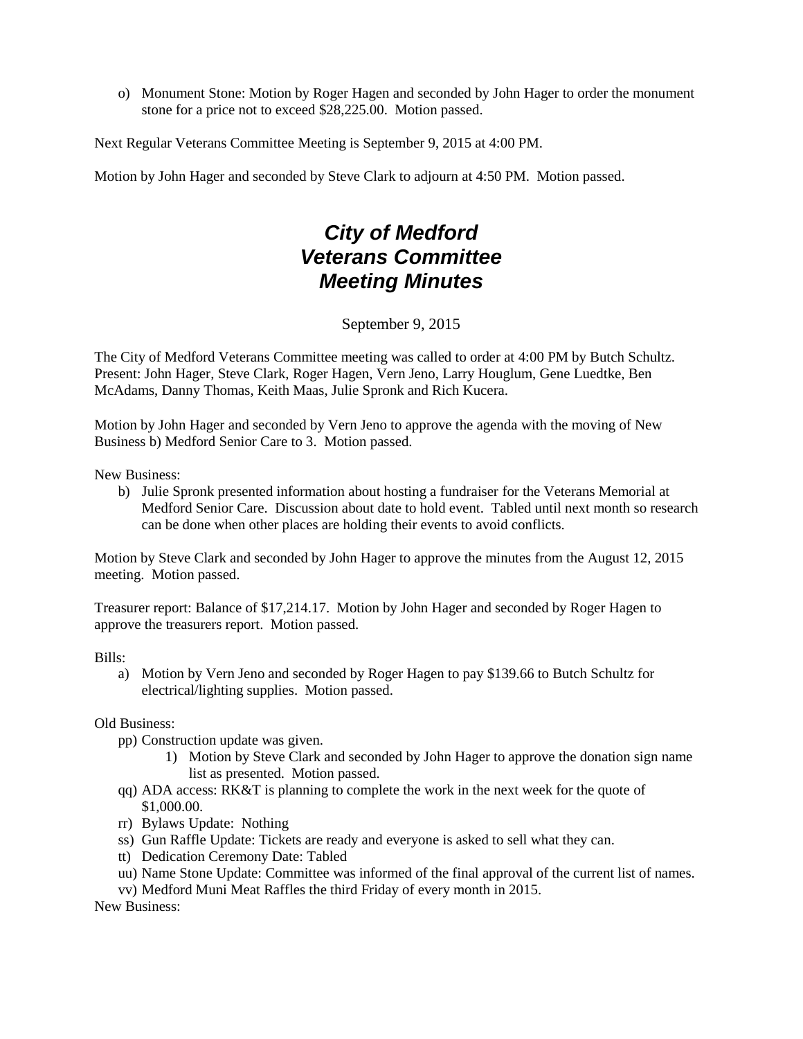o) Monument Stone: Motion by Roger Hagen and seconded by John Hager to order the monument stone for a price not to exceed $28,225.00. Motion passed.

Next Regular Veterans Committee Meeting is September 9, 2015 at 4:00 PM.

Motion by John Hager and seconded by Steve Clark to adjourn at 4:50 PM. Motion passed.

# *City of Medford Veterans Committee Meeting Minutes*

September 9, 2015

The City of Medford Veterans Committee meeting was called to order at 4:00 PM by Butch Schultz. Present: John Hager, Steve Clark, Roger Hagen, Vern Jeno, Larry Houglum, Gene Luedtke, Ben McAdams, Danny Thomas, Keith Maas, Julie Spronk and Rich Kucera.

Motion by John Hager and seconded by Vern Jeno to approve the agenda with the moving of New Business b) Medford Senior Care to 3. Motion passed.

New Business:

b) Julie Spronk presented information about hosting a fundraiser for the Veterans Memorial at Medford Senior Care. Discussion about date to hold event. Tabled until next month so research can be done when other places are holding their events to avoid conflicts.

Motion by Steve Clark and seconded by John Hager to approve the minutes from the August 12, 2015 meeting. Motion passed.

Treasurer report: Balance of $17,214.17. Motion by John Hager and seconded by Roger Hagen to approve the treasurers report. Motion passed.

Bills:

a) Motion by Vern Jeno and seconded by Roger Hagen to pay $139.66 to Butch Schultz for electrical/lighting supplies. Motion passed.

Old Business:

pp) Construction update was given.
    1) Motion by Steve Clark and seconded by John Hager to approve the donation sign name list as presented. Motion passed.

qq) ADA access: RK&T is planning to complete the work in the next week for the quote of $1,000.00.

rr) Bylaws Update: Nothing

ss) Gun Raffle Update: Tickets are ready and everyone is asked to sell what they can.

tt) Dedication Ceremony Date: Tabled

uu) Name Stone Update: Committee was informed of the final approval of the current list of names.

vv) Medford Muni Meat Raffles the third Friday of every month in 2015.

New Business: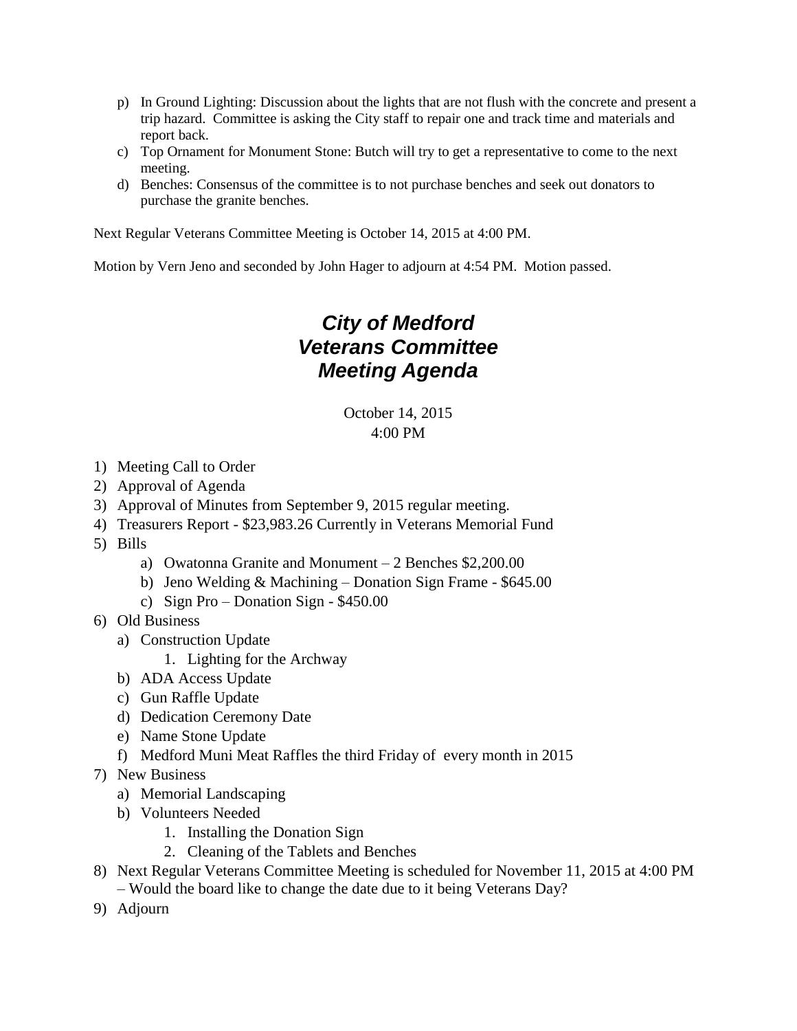p) In Ground Lighting: Discussion about the lights that are not flush with the concrete and present a trip hazard. Committee is asking the City staff to repair one and track time and materials and report back.

c) Top Ornament for Monument Stone: Butch will try to get a representative to come to the next meeting.

d) Benches: Consensus of the committee is to not purchase benches and seek out donators to purchase the granite benches.

Next Regular Veterans Committee Meeting is October 14, 2015 at 4:00 PM.

Motion by Vern Jeno and seconded by John Hager to adjourn at 4:54 PM. Motion passed.

# *City of Medford*
# *Veterans Committee*
# *Meeting Agenda*

October 14, 2015
4:00 PM

1) Meeting Call to Order
2) Approval of Agenda
3) Approval of Minutes from September 9, 2015 regular meeting.
4) Treasurers Report - $23,983.26 Currently in Veterans Memorial Fund
5) Bills
   a) Owatonna Granite and Monument – 2 Benches $2,200.00
   b) Jeno Welding & Machining – Donation Sign Frame - $645.00
   c) Sign Pro – Donation Sign - $450.00
6) Old Business
   a) Construction Update
      1. Lighting for the Archway
   b) ADA Access Update
   c) Gun Raffle Update
   d) Dedication Ceremony Date
   e) Name Stone Update
   f) Medford Muni Meat Raffles the third Friday of every month in 2015
7) New Business
   a) Memorial Landscaping
   b) Volunteers Needed
      1. Installing the Donation Sign
      2. Cleaning of the Tablets and Benches
8) Next Regular Veterans Committee Meeting is scheduled for November 11, 2015 at 4:00 PM – Would the board like to change the date due to it being Veterans Day?
9) Adjourn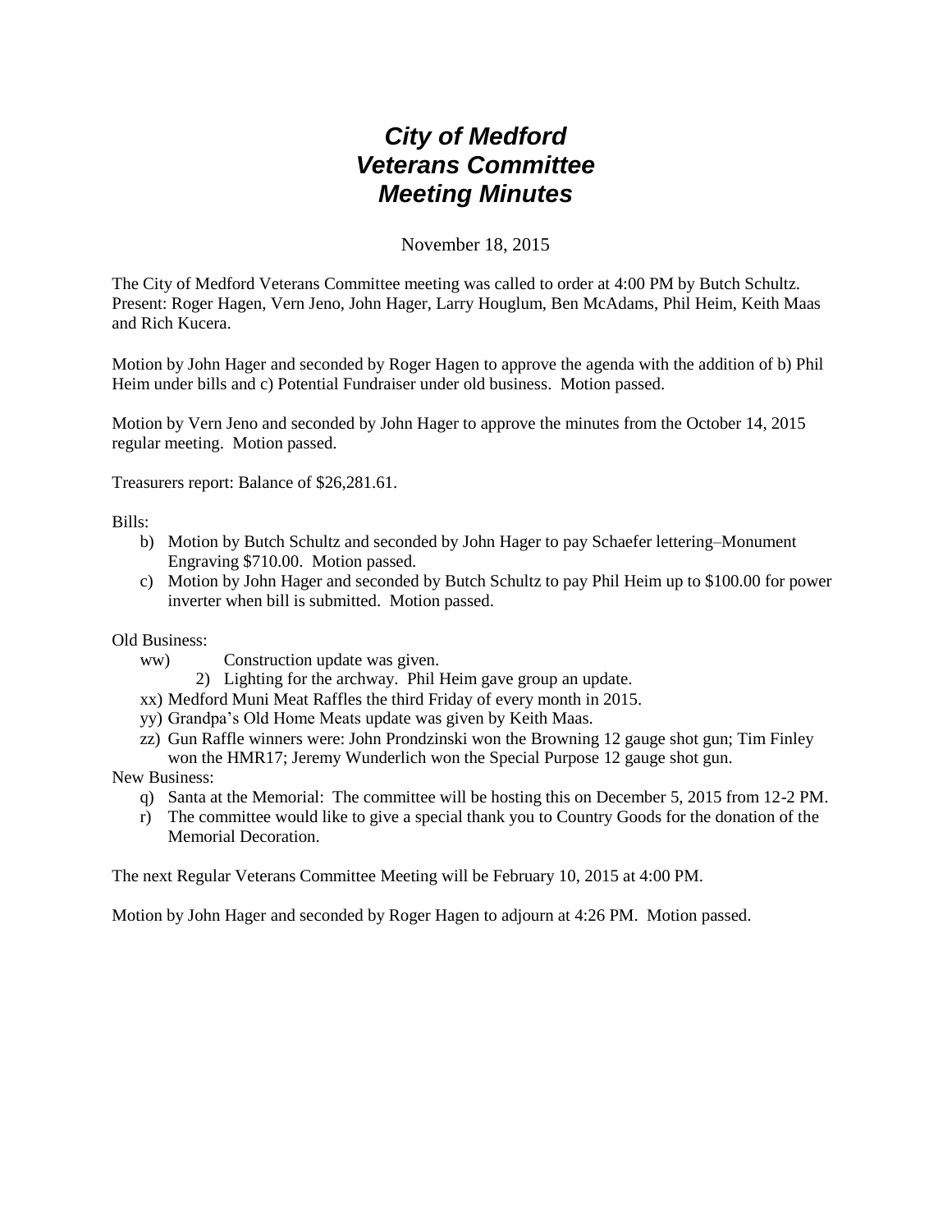# *City of Medford Veterans Committee Meeting Minutes*

November 18, 2015

The City of Medford Veterans Committee meeting was called to order at 4:00 PM by Butch Schultz. Present: Roger Hagen, Vern Jeno, John Hager, Larry Houglum, Ben McAdams, Phil Heim, Keith Maas and Rich Kucera.

Motion by John Hager and seconded by Roger Hagen to approve the agenda with the addition of b) Phil Heim under bills and c) Potential Fundraiser under old business. Motion passed.

Motion by Vern Jeno and seconded by John Hager to approve the minutes from the October 14, 2015 regular meeting. Motion passed.

Treasurers report: Balance of $26,281.61.

Bills:

b) Motion by Butch Schultz and seconded by John Hager to pay Schaefer lettering–Monument Engraving $710.00. Motion passed.

c) Motion by John Hager and seconded by Butch Schultz to pay Phil Heim up to $100.00 for power inverter when bill is submitted. Motion passed.

Old Business:

ww) Construction update was given.

2) Lighting for the archway. Phil Heim gave group an update.

xx) Medford Muni Meat Raffles the third Friday of every month in 2015.

yy) Grandpa's Old Home Meats update was given by Keith Maas.

zz) Gun Raffle winners were: John Prondzinski won the Browning 12 gauge shot gun; Tim Finley won the HMR17; Jeremy Wunderlich won the Special Purpose 12 gauge shot gun.

New Business:

q) Santa at the Memorial: The committee will be hosting this on December 5, 2015 from 12-2 PM.

r) The committee would like to give a special thank you to Country Goods for the donation of the Memorial Decoration.

The next Regular Veterans Committee Meeting will be February 10, 2015 at 4:00 PM.

Motion by John Hager and seconded by Roger Hagen to adjourn at 4:26 PM. Motion passed.